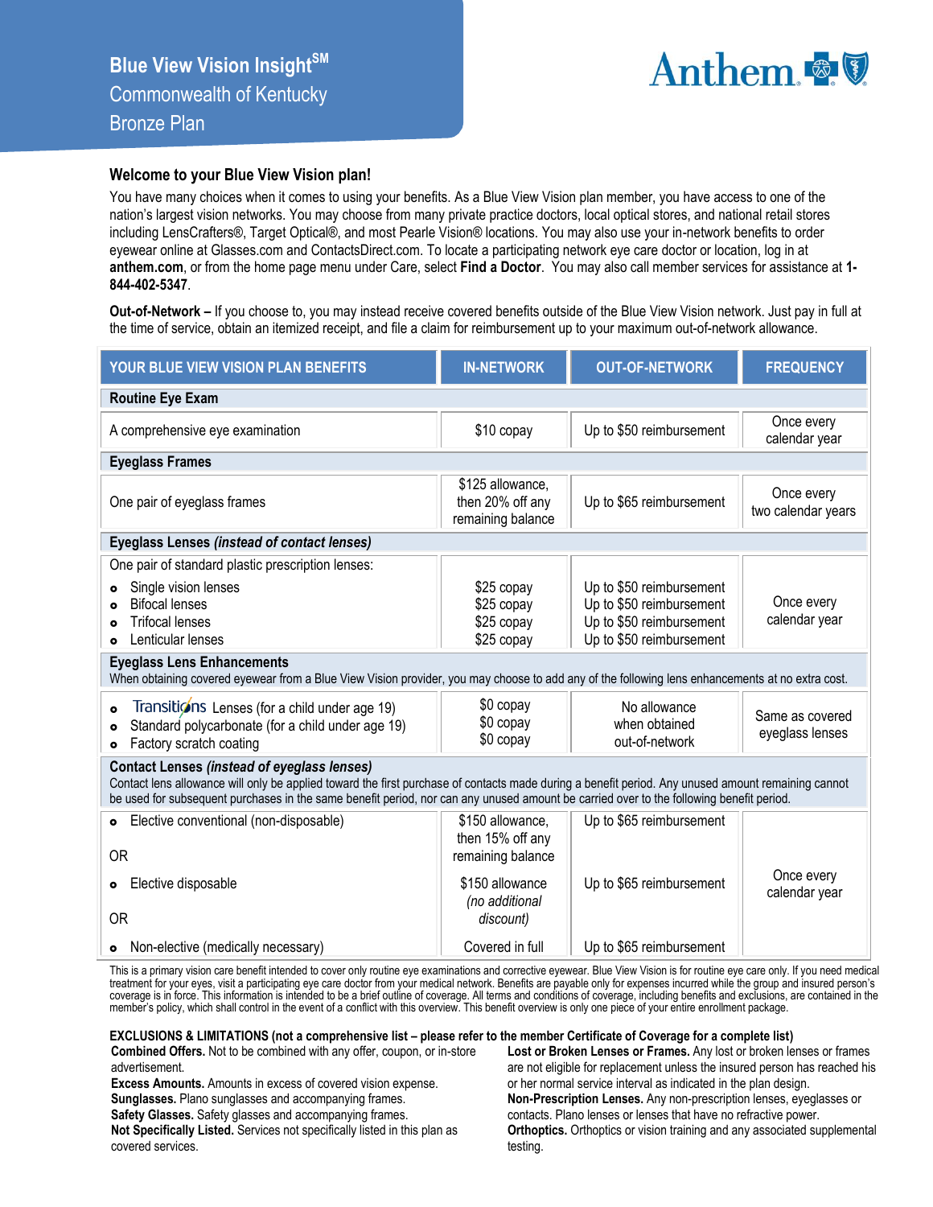# Blue View Vision Insight[SM]

## Commonwealth of Kentucky

## Bronze Plan

Anthem

### Welcome to your Blue View Vision plan!

You have many choices when it comes to using your benefits. As a Blue View Vision plan member, you have access to one of the nation's largest vision networks. You may choose from many private practice doctors, local optical stores, and national retail stores including LensCrafters®, Target Optical®, and most Pearle Vision® locations. You may also use your in-network benefits to order eyewear online at Glasses.com and ContactsDirect.com. To locate a participating network eye care doctor or location, log in at **anthem.com**, or from the home page menu under Care, select **Find a Doctor**. You may also call member services for assistance at **1-844-402-5347**.

**Out-of-Network –** If you choose to, you may instead receive covered benefits outside of the Blue View Vision network. Just pay in full at the time of service, obtain an itemized receipt, and file a claim for reimbursement up to your maximum out-of-network allowance.

| YOUR BLUE VIEW VISION PLAN BENEFITS | IN-NETWORK | OUT-OF-NETWORK | FREQUENCY |
|---|---|---|---|
| **Routine Eye Exam** | | | |
| A comprehensive eye examination | $10 copay | Up to $50 reimbursement | Once every calendar year |
| **Eyeglass Frames** | | | |
| One pair of eyeglass frames | $125 allowance, then 20% off any remaining balance | Up to $65 reimbursement | Once every two calendar years |
| **Eyeglass Lenses *(instead of contact lenses)*** | | | |
| One pair of standard plastic prescription lenses: | | | Once every calendar year |
| • Single vision lenses | $25 copay | Up to $50 reimbursement | |
| • Bifocal lenses | $25 copay | Up to $50 reimbursement | |
| • Trifocal lenses | $25 copay | Up to $50 reimbursement | |
| • Lenticular lenses | $25 copay | Up to $50 reimbursement | |
| **Eyeglass Lens Enhancements** When obtaining covered eyewear from a Blue View Vision provider, you may choose to add any of the following lens enhancements at no extra cost. | | | |
| • Transitions Lenses (for a child under age 19) | $0 copay | No allowance when obtained out-of-network | Same as covered eyeglass lenses |
| • Standard polycarbonate (for a child under age 19) | $0 copay | | |
| • Factory scratch coating | $0 copay | | |
| **Contact Lenses *(instead of eyeglass lenses)*** Contact lens allowance will only be applied toward the first purchase of contacts made during a benefit period. Any unused amount remaining cannot be used for subsequent purchases in the same benefit period, nor can any unused amount be carried over to the following benefit period. | | | |
| • Elective conventional (non-disposable) | $150 allowance, then 15% off any remaining balance | Up to $65 reimbursement | Once every calendar year |
| OR | | | |
| • Elective disposable | $150 allowance *(no additional discount)* | Up to $65 reimbursement | |
| OR | | | |
| • Non-elective (medically necessary) | Covered in full | Up to $65 reimbursement | |

This is a primary vision care benefit intended to cover only routine eye examinations and corrective eyewear. Blue View Vision is for routine eye care only. If you need medical treatment for your eyes, visit a participating eye care doctor from your medical network. Benefits are payable only for expenses incurred while the group and insured person's coverage is in force. This information is intended to be a brief outline of coverage. All terms and conditions of coverage, including benefits and exclusions, are contained in the member's policy, which shall control in the event of a conflict with this overview. This benefit overview is only one piece of your entire enrollment package.

**EXCLUSIONS & LIMITATIONS (not a comprehensive list – please refer to the member Certificate of Coverage for a complete list)**

**Combined Offers.** Not to be combined with any offer, coupon, or in-store advertisement.
**Excess Amounts.** Amounts in excess of covered vision expense.
**Sunglasses.** Plano sunglasses and accompanying frames.
**Safety Glasses.** Safety glasses and accompanying frames.
**Not Specifically Listed.** Services not specifically listed in this plan as covered services.
**Lost or Broken Lenses or Frames.** Any lost or broken lenses or frames are not eligible for replacement unless the insured person has reached his or her normal service interval as indicated in the plan design.
**Non-Prescription Lenses.** Any non-prescription lenses, eyeglasses or contacts. Plano lenses or lenses that have no refractive power.
**Orthoptics.** Orthoptics or vision training and any associated supplemental testing.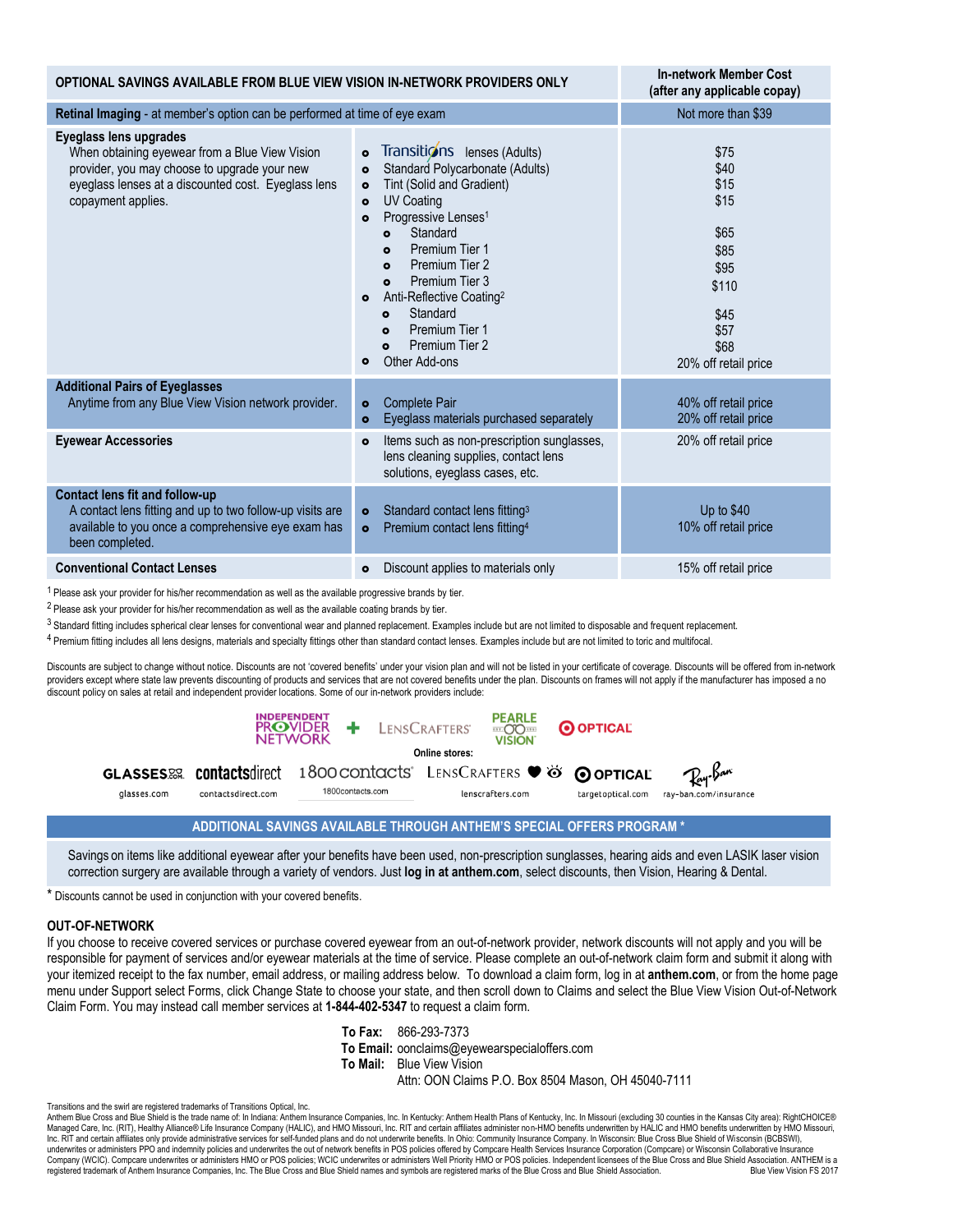| OPTIONAL SAVINGS AVAILABLE FROM BLUE VIEW VISION IN-NETWORK PROVIDERS ONLY | | In-network Member Cost (after any applicable copay) |
|---|---|---|
| **Retinal Imaging** - at member's option can be performed at time of eye exam | | Not more than $39 |
| **Eyeglass lens upgrades** When obtaining eyewear from a Blue View Vision provider, you may choose to upgrade your new eyeglass lenses at a discounted cost. Eyeglass lens copayment applies. | • Transitions lenses (Adults)<br>• Standard Polycarbonate (Adults)<br>• Tint (Solid and Gradient)<br>• UV Coating<br>• Progressive Lenses[1]<br>&nbsp;&nbsp;• Standard<br>&nbsp;&nbsp;• Premium Tier 1<br>&nbsp;&nbsp;• Premium Tier 2<br>&nbsp;&nbsp;• Premium Tier 3<br>• Anti-Reflective Coating[2]<br>&nbsp;&nbsp;• Standard<br>&nbsp;&nbsp;• Premium Tier 1<br>&nbsp;&nbsp;• Premium Tier 2<br>• Other Add-ons | $75<br>$40<br>$15<br>$15<br><br>$65<br>$85<br>$95<br>$110<br><br>$45<br>$57<br>$68<br>20% off retail price |
| **Additional Pairs of Eyeglasses** Anytime from any Blue View Vision network provider. | • Complete Pair<br>• Eyeglass materials purchased separately | 40% off retail price<br>20% off retail price |
| **Eyewear Accessories** | • Items such as non-prescription sunglasses, lens cleaning supplies, contact lens solutions, eyeglass cases, etc. | 20% off retail price |
| **Contact lens fit and follow-up** A contact lens fitting and up to two follow-up visits are available to you once a comprehensive eye exam has been completed. | • Standard contact lens fitting[3]<br>• Premium contact lens fitting[4] | Up to $40<br>10% off retail price |
| **Conventional Contact Lenses** | • Discount applies to materials only | 15% off retail price |

[1] Please ask your provider for his/her recommendation as well as the available progressive brands by tier.

[2] Please ask your provider for his/her recommendation as well as the available coating brands by tier.

[3] Standard fitting includes spherical clear lenses for conventional wear and planned replacement. Examples include but are not limited to disposable and frequent replacement.

[4] Premium fitting includes all lens designs, materials and specialty fittings other than standard contact lenses. Examples include but are not limited to toric and multifocal.

Discounts are subject to change without notice. Discounts are not 'covered benefits' under your vision plan and will not be listed in your certificate of coverage. Discounts will be offered from in-network providers except where state law prevents discounting of products and services that are not covered benefits under the plan. Discounts on frames will not apply if the manufacturer has imposed a no discount policy on sales at retail and independent provider locations. Some of our in-network providers include:

Independent Provider Network + LensCrafters Pearle Vision Target Optical

Online stores:

glasses.com contactsdirect.com 1800contacts.com lenscrafters.com targetoptical.com ray-ban.com/insurance

| ADDITIONAL SAVINGS AVAILABLE THROUGH ANTHEM'S SPECIAL OFFERS PROGRAM * |
|---|
| Savings on items like additional eyewear after your benefits have been used, non-prescription sunglasses, hearing aids and even LASIK laser vision correction surgery are available through a variety of vendors. Just **log in at anthem.com**, select discounts, then Vision, Hearing & Dental. |

* Discounts cannot be used in conjunction with your covered benefits.

## OUT-OF-NETWORK

If you choose to receive covered services or purchase covered eyewear from an out-of-network provider, network discounts will not apply and you will be responsible for payment of services and/or eyewear materials at the time of service. Please complete an out-of-network claim form and submit it along with your itemized receipt to the fax number, email address, or mailing address below. To download a claim form, log in at **anthem.com**, or from the home page menu under Support select Forms, click Change State to choose your state, and then scroll down to Claims and select the Blue View Vision Out-of-Network Claim Form. You may instead call member services at **1-844-402-5347** to request a claim form.

**To Fax:** 866-293-7373
**To Email:** oonclaims@eyewearspecialoffers.com
**To Mail:** Blue View Vision
Attn: OON Claims P.O. Box 8504 Mason, OH 45040-7111

Transitions and the swirl are registered trademarks of Transitions Optical, Inc.
Anthem Blue Cross and Blue Shield is the trade name of: In Indiana: Anthem Insurance Companies, Inc. In Kentucky: Anthem Health Plans of Kentucky, Inc. In Missouri (excluding 30 counties in the Kansas City area): RightCHOICE® Managed Care, Inc. (RIT), Healthy Alliance® Life Insurance Company (HALIC), and HMO Missouri, Inc. RIT and certain affiliates administer non-HMO benefits underwritten by HALIC and HMO benefits underwritten by HMO Missouri, Inc. RIT and certain affiliates only provide administrative services for self-funded plans and do not underwrite benefits. In Ohio: Community Insurance Company. In Wisconsin: Blue Cross Blue Shield of Wisconsin (BCBSWI), underwrites or administers PPO and indemnity policies and underwrites the out of network benefits in POS policies offered by Compcare Health Services Insurance Corporation (Compcare) or Wisconsin Collaborative Insurance Company (WCIC). Compcare underwrites or administers HMO or POS policies; WCIC underwrites or administers Well Priority HMO or POS policies. Independent licensees of the Blue Cross and Blue Shield Association. ANTHEM is a registered trademark of Anthem Insurance Companies, Inc. The Blue Cross and Blue Shield names and symbols are registered marks of the Blue Cross and Blue Shield Association. Blue View Vision FS 2017